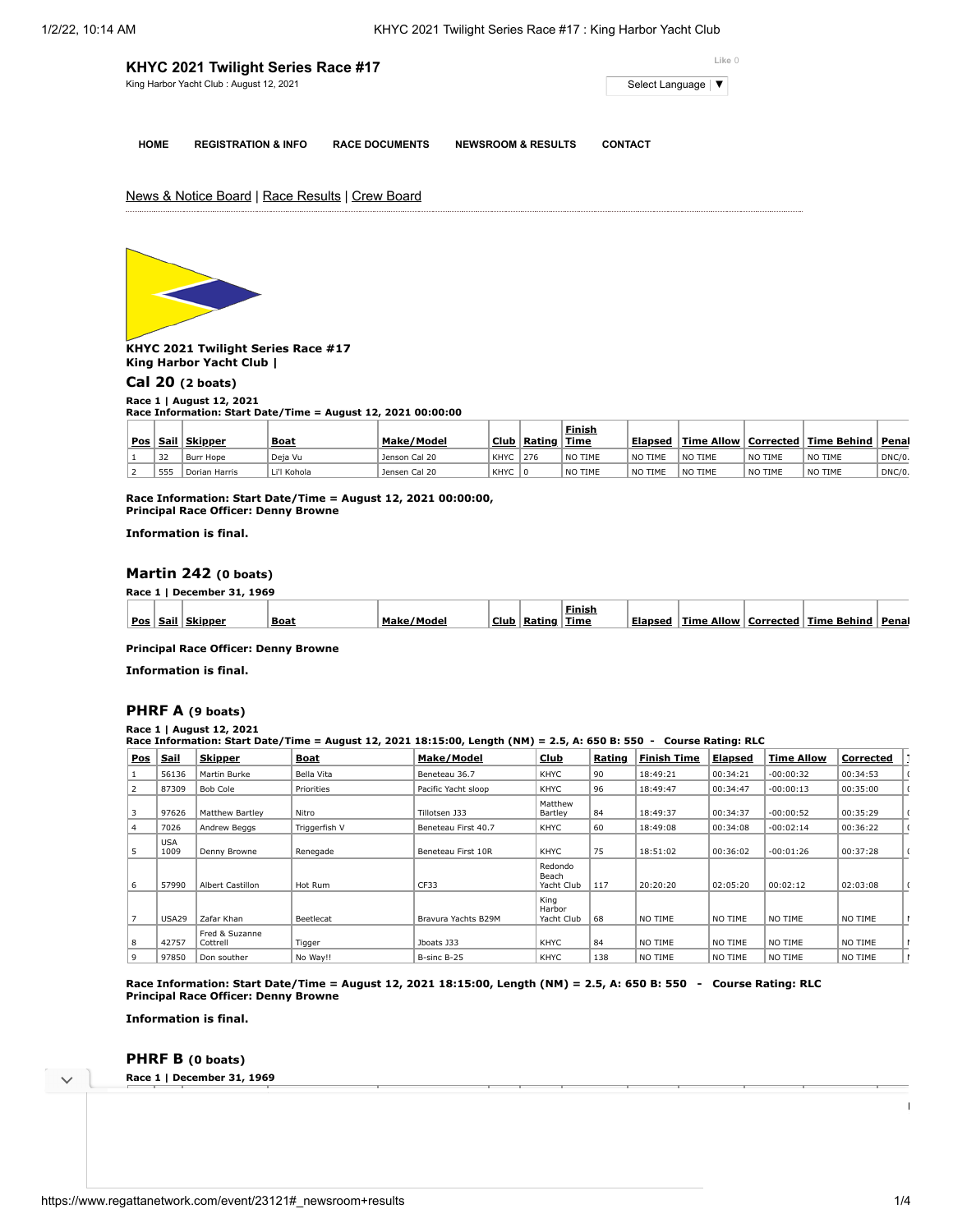# KHYC 2021 Twilight Series Race #17

King Harbor Yacht Club : August 12, 2021

Like 0

Select Language ▼

HOME | REGISTRATION & INFO | RACE DOCUMENTS | NEWSROOM & RESULTS | CONTACT

News & Notice Board | Race Results | Crew Board

**KHYC 2021 Twilight Series Race #17**
**King Harbor Yacht Club |**

## Cal 20 (2 boats)

**Race 1 | August 12, 2021**
**Race Information: Start Date/Time = August 12, 2021 00:00:00**

| Pos | Sail | Skipper | Boat | Make/Model | Club | Rating | Finish Time | Elapsed | Time Allow | Corrected | Time Behind | Penal |
|---|---|---|---|---|---|---|---|---|---|---|---|---|
| 1 | 32 | Burr Hope | Deja Vu | Jenson Cal 20 | KHYC | 276 | NO TIME | NO TIME | NO TIME | NO TIME | NO TIME | DNC/0. |
| 2 | 555 | Dorian Harris | Li'l Kohola | Jensen Cal 20 | KHYC | 0 | NO TIME | NO TIME | NO TIME | NO TIME | NO TIME | DNC/0. |

**Race Information: Start Date/Time = August 12, 2021 00:00:00,**
**Principal Race Officer: Denny Browne**

**Information is final.**

## Martin 242 (0 boats)

**Race 1 | December 31, 1969**

| Pos | Sail | Skipper | Boat | Make/Model | Club | Rating | Finish Time | Elapsed | Time Allow | Corrected | Time Behind | Penal |
|---|---|---|---|---|---|---|---|---|---|---|---|---|

**Principal Race Officer: Denny Browne**

**Information is final.**

## PHRF A (9 boats)

**Race 1 | August 12, 2021**
**Race Information: Start Date/Time = August 12, 2021 18:15:00, Length (NM) = 2.5, A: 650 B: 550 - Course Rating: RLC**

| Pos | Sail | Skipper | Boat | Make/Model | Club | Rating | Finish Time | Elapsed | Time Allow | Corrected |
|---|---|---|---|---|---|---|---|---|---|---|
| 1 | 56136 | Martin Burke | Bella Vita | Beneteau 36.7 | KHYC | 90 | 18:49:21 | 00:34:21 | -00:00:32 | 00:34:53 |
| 2 | 87309 | Bob Cole | Priorities | Pacific Yacht sloop | KHYC | 96 | 18:49:47 | 00:34:47 | -00:00:13 | 00:35:00 |
| 3 | 97626 | Matthew Bartley | Nitro | Tillotsen J33 | Matthew Bartley | 84 | 18:49:37 | 00:34:37 | -00:00:52 | 00:35:29 |
| 4 | 7026 | Andrew Beggs | Triggerfish V | Beneteau First 40.7 | KHYC | 60 | 18:49:08 | 00:34:08 | -00:02:14 | 00:36:22 |
| 5 | USA 1009 | Denny Browne | Renegade | Beneteau First 10R | KHYC | 75 | 18:51:02 | 00:36:02 | -00:01:26 | 00:37:28 |
| 6 | 57990 | Albert Castillon | Hot Rum | CF33 | Redondo Beach Yacht Club | 117 | 20:20:20 | 02:05:20 | 00:02:12 | 02:03:08 |
| 7 | USA29 | Zafar Khan | Beetlecat | Bravura Yachts B29M | King Harbor Yacht Club | 68 | NO TIME | NO TIME | NO TIME | NO TIME |
| 8 | 42757 | Fred & Suzanne Cottrell | Tigger | Jboats J33 | KHYC | 84 | NO TIME | NO TIME | NO TIME | NO TIME |
| 9 | 97850 | Don souther | No Way!! | B-sinc B-25 | KHYC | 138 | NO TIME | NO TIME | NO TIME | NO TIME |

**Race Information: Start Date/Time = August 12, 2021 18:15:00, Length (NM) = 2.5, A: 650 B: 550 - Course Rating: RLC**
**Principal Race Officer: Denny Browne**

**Information is final.**

## PHRF B (0 boats)

**Race 1 | December 31, 1969**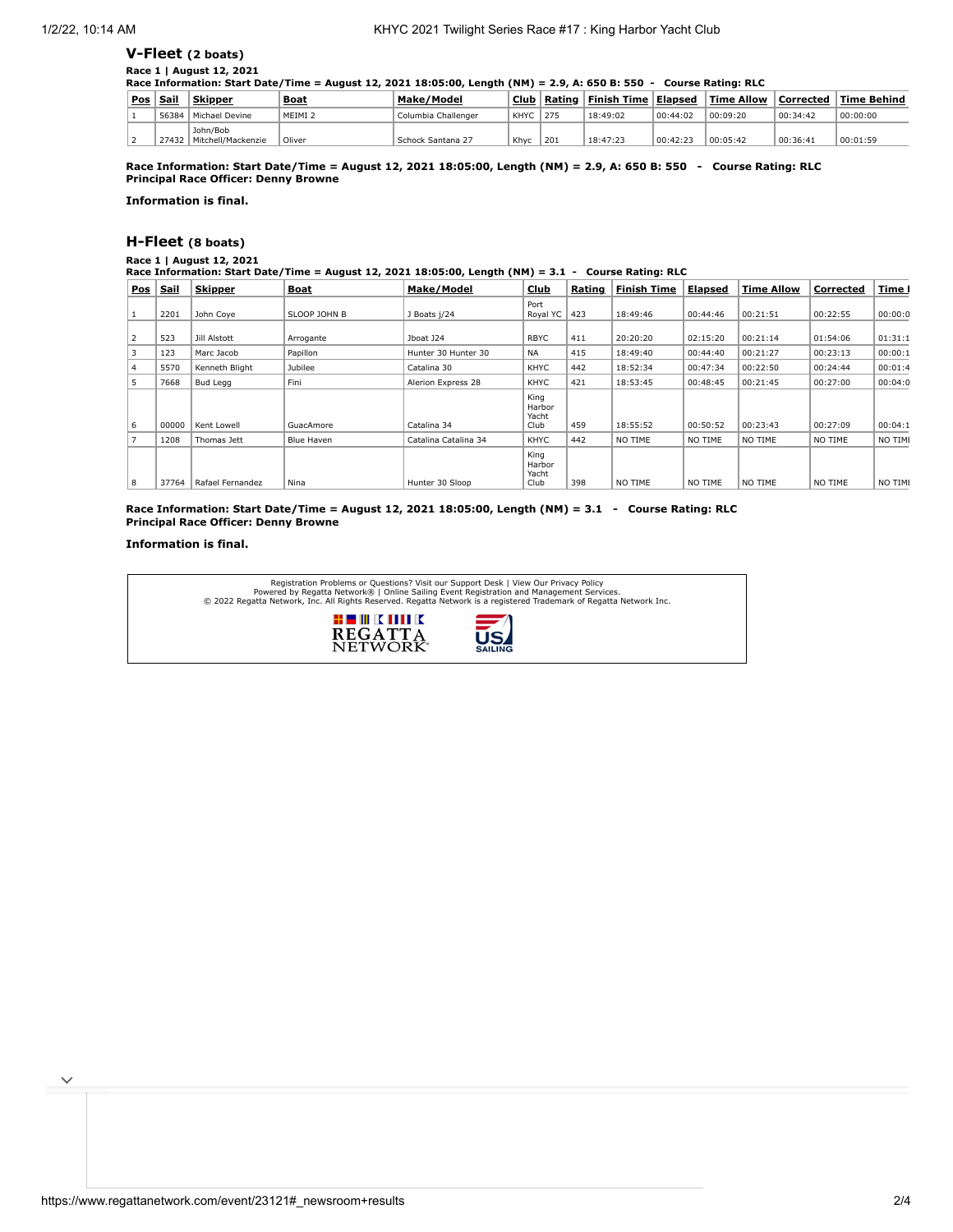## V-Fleet (2 boats)

**Race 1 | August 12, 2021**
**Race Information: Start Date/Time = August 12, 2021 18:05:00, Length (NM) = 2.9, A: 650 B: 550 - Course Rating: RLC**

| Pos | Sail | Skipper | Boat | Make/Model | Club | Rating | Finish Time | Elapsed | Time Allow | Corrected | Time Behind |
|---|---|---|---|---|---|---|---|---|---|---|---|
| 1 | 56384 | Michael Devine | MEIMI 2 | Columbia Challenger | KHYC | 275 | 18:49:02 | 00:44:02 | 00:09:20 | 00:34:42 | 00:00:00 |
| 2 | 27432 | John/Bob Mitchell/Mackenzie | Oliver | Schock Santana 27 | Khyc | 201 | 18:47:23 | 00:42:23 | 00:05:42 | 00:36:41 | 00:01:59 |

**Race Information: Start Date/Time = August 12, 2021 18:05:00, Length (NM) = 2.9, A: 650 B: 550 - Course Rating: RLC**
**Principal Race Officer: Denny Browne**

**Information is final.**

## H-Fleet (8 boats)

**Race 1 | August 12, 2021**
**Race Information: Start Date/Time = August 12, 2021 18:05:00, Length (NM) = 3.1 - Course Rating: RLC**

| Pos | Sail | Skipper | Boat | Make/Model | Club | Rating | Finish Time | Elapsed | Time Allow | Corrected | Time I |
|---|---|---|---|---|---|---|---|---|---|---|---|
| 1 | 2201 | John Coye | SLOOP JOHN B | J Boats j/24 | Port Royal YC | 423 | 18:49:46 | 00:44:46 | 00:21:51 | 00:22:55 | 00:00:0 |
| 2 | 523 | Jill Alstott | Arrogante | Jboat J24 | RBYC | 411 | 20:20:20 | 02:15:20 | 00:21:14 | 01:54:06 | 01:31:1 |
| 3 | 123 | Marc Jacob | Papillon | Hunter 30 Hunter 30 | NA | 415 | 18:49:40 | 00:44:40 | 00:21:27 | 00:23:13 | 00:00:1 |
| 4 | 5570 | Kenneth Blight | Jubilee | Catalina 30 | KHYC | 442 | 18:52:34 | 00:47:34 | 00:22:50 | 00:24:44 | 00:01:4 |
| 5 | 7668 | Bud Legg | Fini | Alerion Express 28 | KHYC | 421 | 18:53:45 | 00:48:45 | 00:21:45 | 00:27:00 | 00:04:0 |
| 6 | 00000 | Kent Lowell | GuacAmore | Catalina 34 | King Harbor Yacht Club | 459 | 18:55:52 | 00:50:52 | 00:23:43 | 00:27:09 | 00:04:1 |
| 7 | 1208 | Thomas Jett | Blue Haven | Catalina Catalina 34 | KHYC | 442 | NO TIME | NO TIME | NO TIME | NO TIME | NO TIMI |
| 8 | 37764 | Rafael Fernandez | Nina | Hunter 30 Sloop | King Harbor Yacht Club | 398 | NO TIME | NO TIME | NO TIME | NO TIME | NO TIMI |

**Race Information: Start Date/Time = August 12, 2021 18:05:00, Length (NM) = 3.1 - Course Rating: RLC**
**Principal Race Officer: Denny Browne**

**Information is final.**

Registration Problems or Questions? Visit our Support Desk | View Our Privacy Policy
Powered by Regatta Network® | Online Sailing Event Registration and Management Services.
© 2022 Regatta Network, Inc. All Rights Reserved. Regatta Network is a registered Trademark of Regatta Network Inc.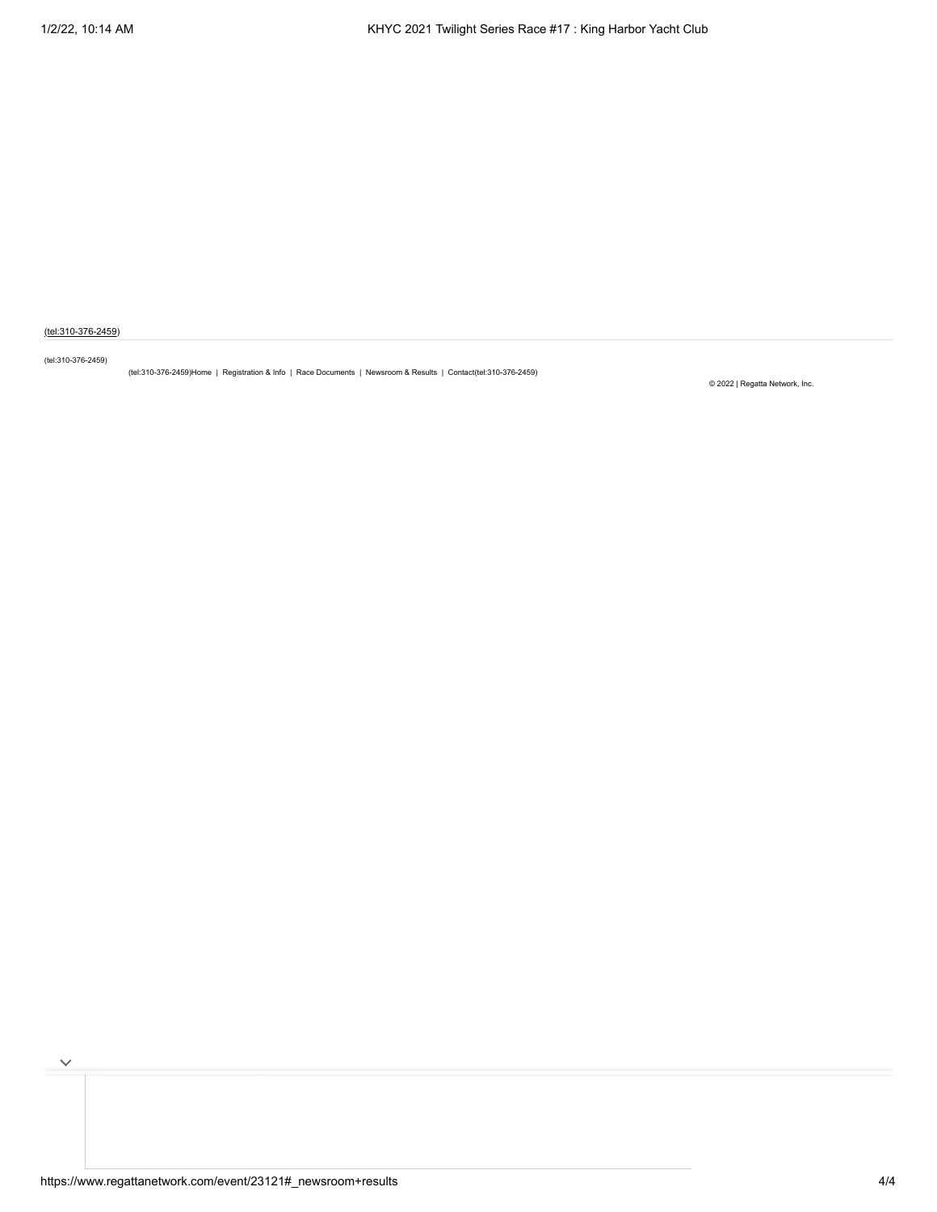(tel:310-376-2459)

(tel:310-376-2459)

(tel:310-376-2459)Home | Registration & Info | Race Documents | Newsroom & Results | Contact(tel:310-376-2459)

© 2022 | Regatta Network, Inc.